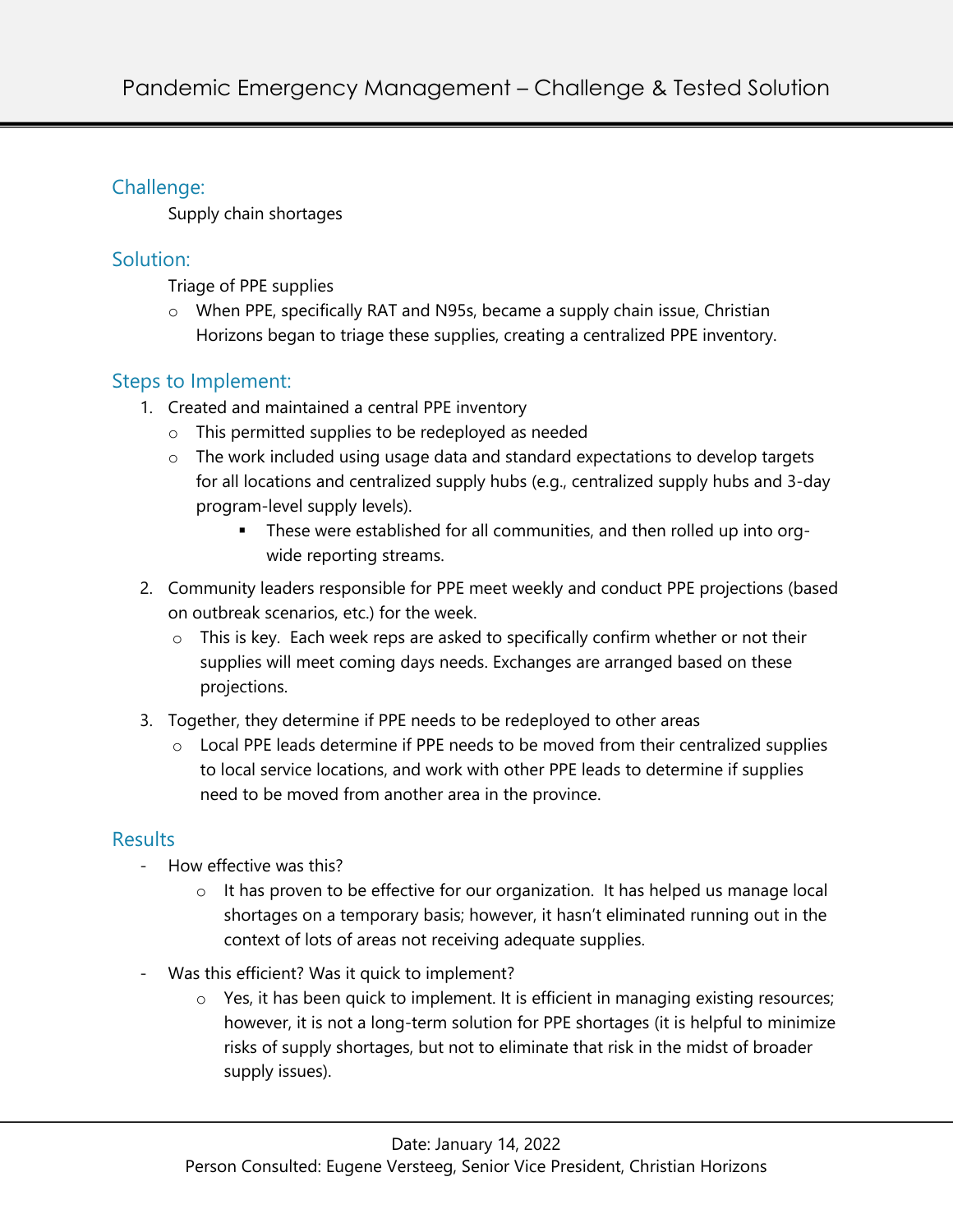# Pandemic Emergency Management – Challenge & Tested Solution

## Challenge:

Supply chain shortages

## Solution:

Triage of PPE supplies

- When PPE, specifically RAT and N95s, became a supply chain issue, Christian Horizons began to triage these supplies, creating a centralized PPE inventory.

## Steps to Implement:

1. Created and maintained a central PPE inventory
   - This permitted supplies to be redeployed as needed
   - The work included using usage data and standard expectations to develop targets for all locations and centralized supply hubs (e.g., centralized supply hubs and 3-day program-level supply levels).
     - These were established for all communities, and then rolled up into org-wide reporting streams.
2. Community leaders responsible for PPE meet weekly and conduct PPE projections (based on outbreak scenarios, etc.) for the week.
   - This is key. Each week reps are asked to specifically confirm whether or not their supplies will meet coming days needs. Exchanges are arranged based on these projections.
3. Together, they determine if PPE needs to be redeployed to other areas
   - Local PPE leads determine if PPE needs to be moved from their centralized supplies to local service locations, and work with other PPE leads to determine if supplies need to be moved from another area in the province.

## Results

- How effective was this?
  - It has proven to be effective for our organization. It has helped us manage local shortages on a temporary basis; however, it hasn't eliminated running out in the context of lots of areas not receiving adequate supplies.
- Was this efficient? Was it quick to implement?
  - Yes, it has been quick to implement. It is efficient in managing existing resources; however, it is not a long-term solution for PPE shortages (it is helpful to minimize risks of supply shortages, but not to eliminate that risk in the midst of broader supply issues).

---

Date: January 14, 2022

Person Consulted: Eugene Versteeg, Senior Vice President, Christian Horizons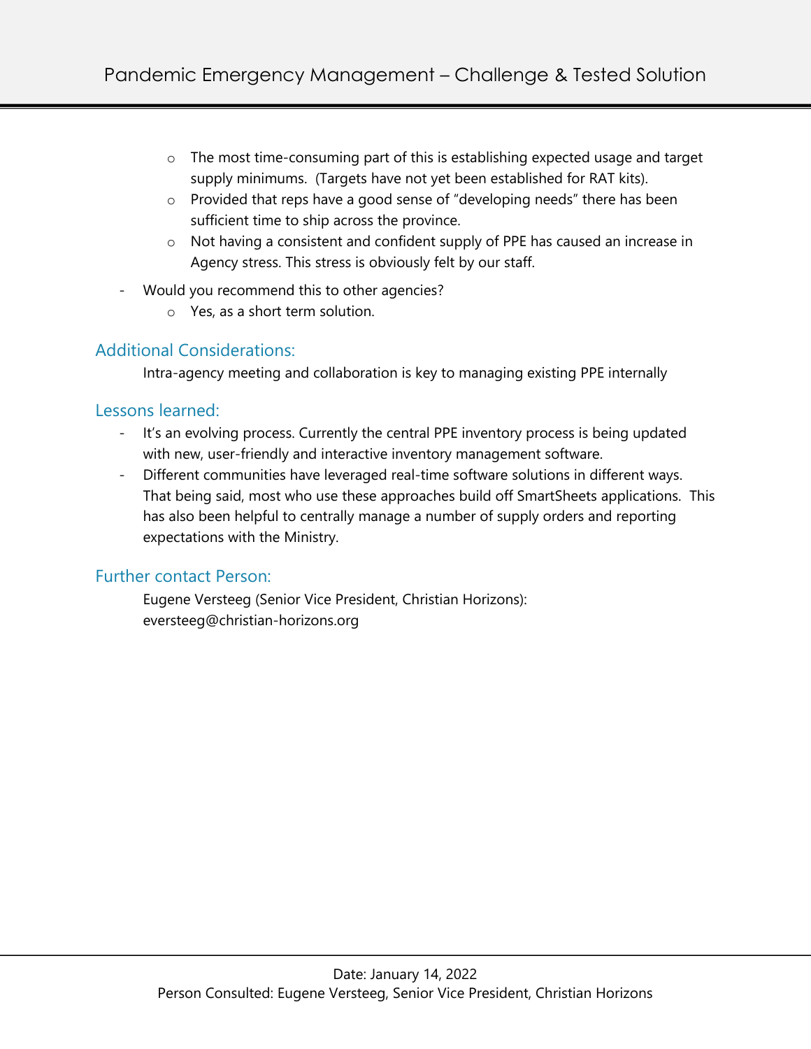- The most time-consuming part of this is establishing expected usage and target supply minimums. (Targets have not yet been established for RAT kits).
  - Provided that reps have a good sense of "developing needs" there has been sufficient time to ship across the province.
  - Not having a consistent and confident supply of PPE has caused an increase in Agency stress. This stress is obviously felt by our staff.
- Would you recommend this to other agencies?
  - Yes, as a short term solution.

## Additional Considerations:

Intra-agency meeting and collaboration is key to managing existing PPE internally

## Lessons learned:

- It's an evolving process. Currently the central PPE inventory process is being updated with new, user-friendly and interactive inventory management software.
- Different communities have leveraged real-time software solutions in different ways. That being said, most who use these approaches build off SmartSheets applications. This has also been helpful to centrally manage a number of supply orders and reporting expectations with the Ministry.

## Further contact Person:

Eugene Versteeg (Senior Vice President, Christian Horizons):
eversteeg@christian-horizons.org

Date: January 14, 2022
Person Consulted: Eugene Versteeg, Senior Vice President, Christian Horizons